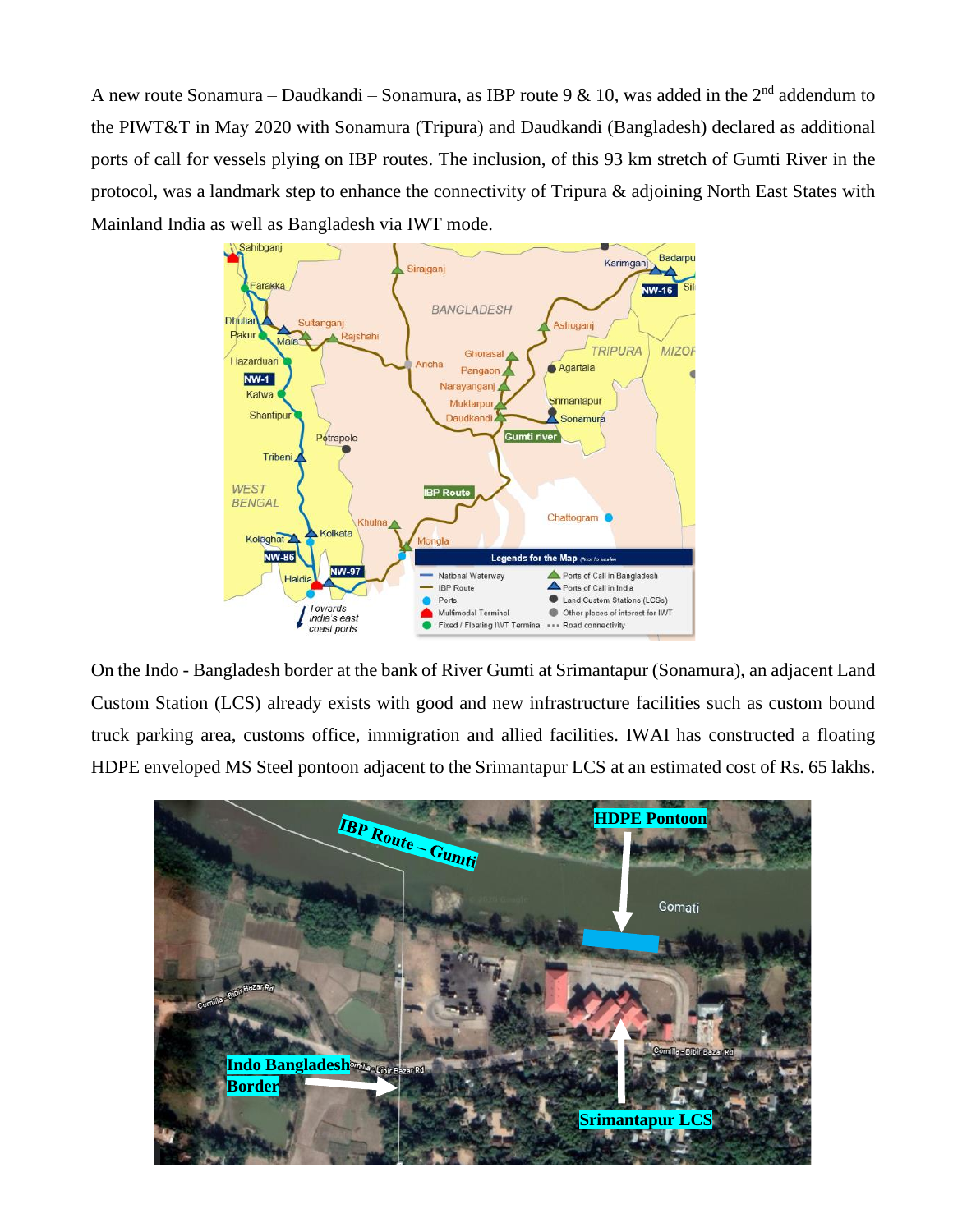A new route Sonamura – Daudkandi – Sonamura, as IBP route 9 & 10, was added in the 2nd addendum to the PIWT&T in May 2020 with Sonamura (Tripura) and Daudkandi (Bangladesh) declared as additional ports of call for vessels plying on IBP routes. The inclusion, of this 93 km stretch of Gumti River in the protocol, was a landmark step to enhance the connectivity of Tripura & adjoining North East States with Mainland India as well as Bangladesh via IWT mode.

On the Indo - Bangladesh border at the bank of River Gumti at Srimantapur (Sonamura), an adjacent Land Custom Station (LCS) already exists with good and new infrastructure facilities such as custom bound truck parking area, customs office, immigration and allied facilities. IWAI has constructed a floating HDPE enveloped MS Steel pontoon adjacent to the Srimantapur LCS at an estimated cost of Rs. 65 lakhs.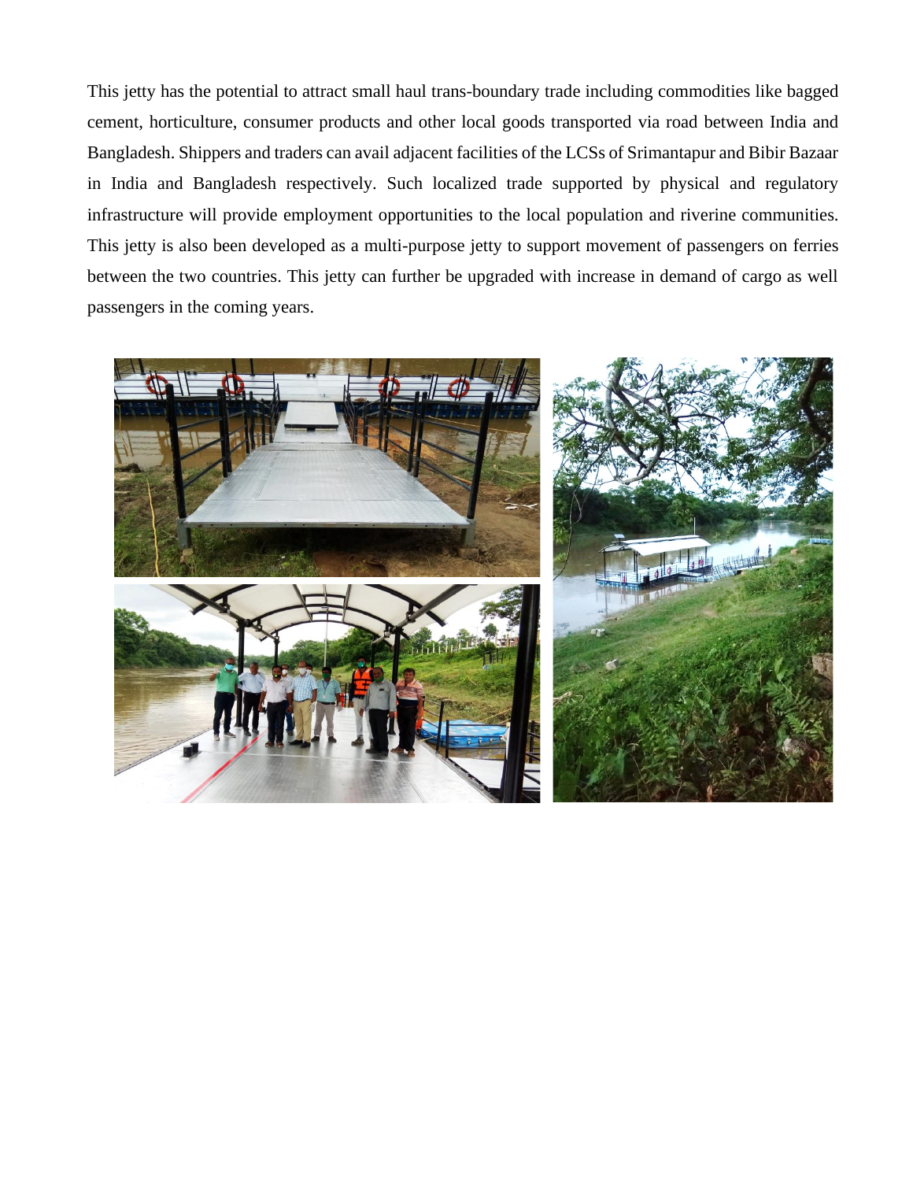This jetty has the potential to attract small haul trans-boundary trade including commodities like bagged cement, horticulture, consumer products and other local goods transported via road between India and Bangladesh. Shippers and traders can avail adjacent facilities of the LCSs of Srimantapur and Bibir Bazaar in India and Bangladesh respectively. Such localized trade supported by physical and regulatory infrastructure will provide employment opportunities to the local population and riverine communities. This jetty is also been developed as a multi-purpose jetty to support movement of passengers on ferries between the two countries. This jetty can further be upgraded with increase in demand of cargo as well passengers in the coming years.